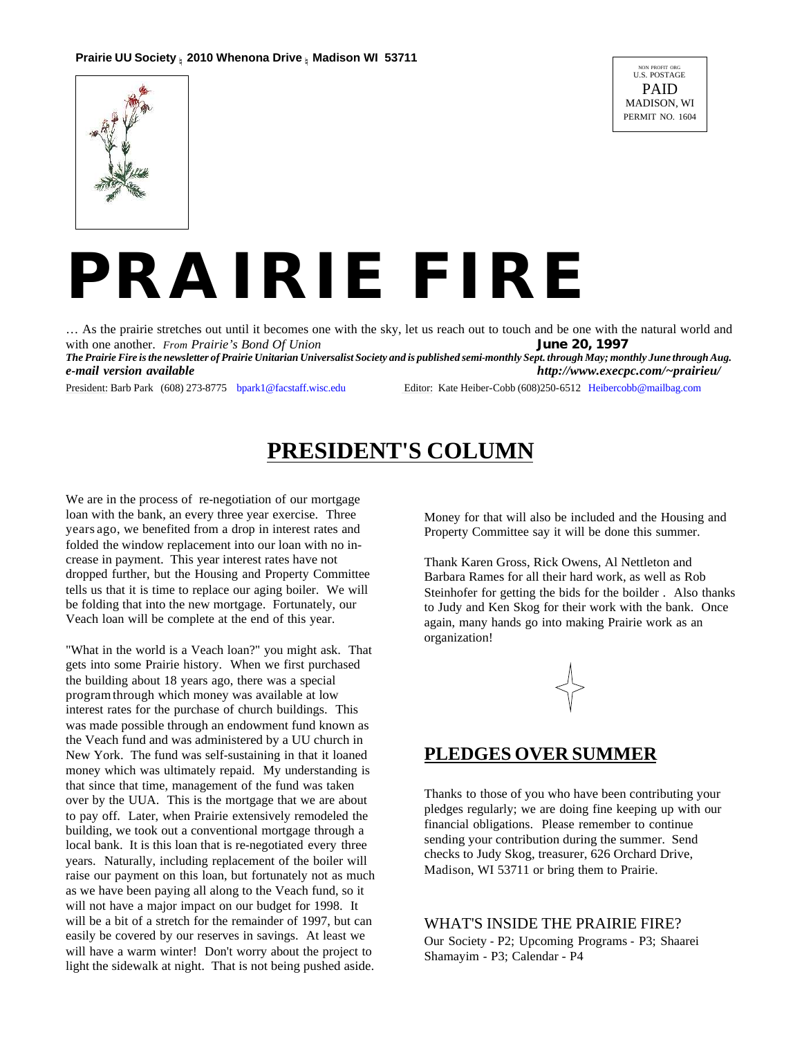**Prairie UU Society ; 2010 Whenona Drive ; Madison WI 53711**

NON PROFIT ORG
U.S. POSTAGE
PAID
MADISON, WI
PERMIT NO. 1604

# PRAIRIE FIRE

… As the prairie stretches out until it becomes one with the sky, let us reach out to touch and be one with the natural world and with one another. *From Prairie's Bond Of Union* **June 20, 1997**

***The Prairie Fire is the newsletter of Prairie Unitarian Universalist Society and is published semi-monthly Sept. through May; monthly June through Aug.***

***e-mail version available*** ***http://www.execpc.com/~prairieu/***

President: Barb Park (608) 273-8775 bpark1@facstaff.wisc.edu Editor: Kate Heiber-Cobb (608)250-6512 Heibercobb@mailbag.com

## PRESIDENT'S COLUMN

We are in the process of re-negotiation of our mortgage loan with the bank, an every three year exercise. Three years ago, we benefited from a drop in interest rates and folded the window replacement into our loan with no increase in payment. This year interest rates have not dropped further, but the Housing and Property Committee tells us that it is time to replace our aging boiler. We will be folding that into the new mortgage. Fortunately, our Veach loan will be complete at the end of this year.

"What in the world is a Veach loan?" you might ask. That gets into some Prairie history. When we first purchased the building about 18 years ago, there was a special program through which money was available at low interest rates for the purchase of church buildings. This was made possible through an endowment fund known as the Veach fund and was administered by a UU church in New York. The fund was self-sustaining in that it loaned money which was ultimately repaid. My understanding is that since that time, management of the fund was taken over by the UUA. This is the mortgage that we are about to pay off. Later, when Prairie extensively remodeled the building, we took out a conventional mortgage through a local bank. It is this loan that is re-negotiated every three years. Naturally, including replacement of the boiler will raise our payment on this loan, but fortunately not as much as we have been paying all along to the Veach fund, so it will not have a major impact on our budget for 1998. It will be a bit of a stretch for the remainder of 1997, but can easily be covered by our reserves in savings. At least we will have a warm winter! Don't worry about the project to light the sidewalk at night. That is not being pushed aside. Money for that will also be included and the Housing and Property Committee say it will be done this summer.

Thank Karen Gross, Rick Owens, Al Nettleton and Barbara Rames for all their hard work, as well as Rob Steinhofer for getting the bids for the boilder . Also thanks to Judy and Ken Skog for their work with the bank. Once again, many hands go into making Prairie work as an organization!

## PLEDGES OVER SUMMER

Thanks to those of you who have been contributing your pledges regularly; we are doing fine keeping up with our financial obligations. Please remember to continue sending your contribution during the summer. Send checks to Judy Skog, treasurer, 626 Orchard Drive, Madison, WI 53711 or bring them to Prairie.

### WHAT'S INSIDE THE PRAIRIE FIRE?

Our Society - P2; Upcoming Programs - P3; Shaarei Shamayim - P3; Calendar - P4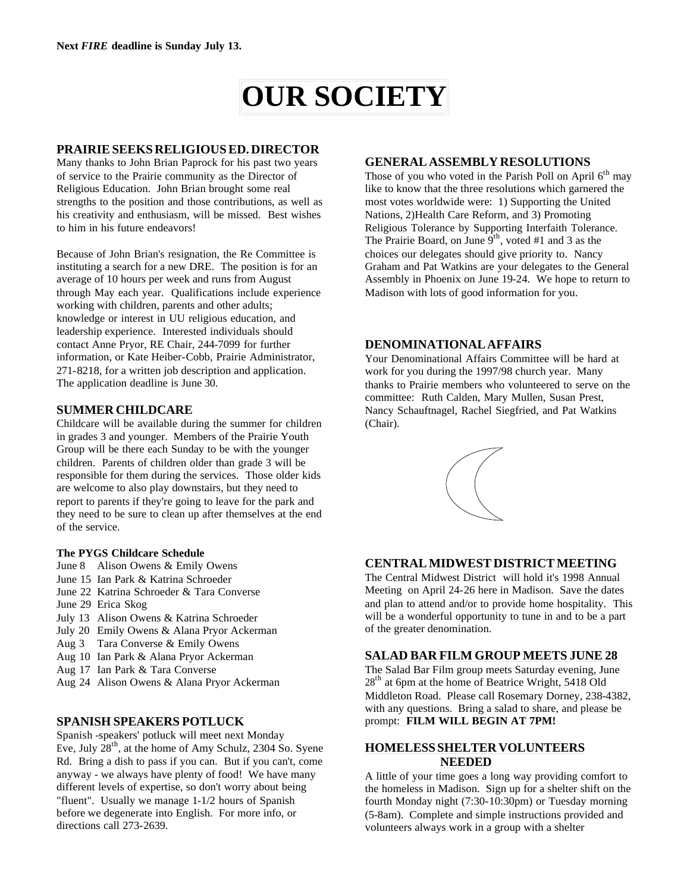**Next *FIRE* deadline is Sunday July 13.**

# OUR SOCIETY

## PRAIRIE SEEKS RELIGIOUS ED. DIRECTOR

Many thanks to John Brian Paprock for his past two years of service to the Prairie community as the Director of Religious Education. John Brian brought some real strengths to the position and those contributions, as well as his creativity and enthusiasm, will be missed. Best wishes to him in his future endeavors!

Because of John Brian's resignation, the Re Committee is instituting a search for a new DRE. The position is for an average of 10 hours per week and runs from August through May each year. Qualifications include experience working with children, parents and other adults; knowledge or interest in UU religious education, and leadership experience. Interested individuals should contact Anne Pryor, RE Chair, 244-7099 for further information, or Kate Heiber-Cobb, Prairie Administrator, 271-8218, for a written job description and application. The application deadline is June 30.

## SUMMER CHILDCARE

Childcare will be available during the summer for children in grades 3 and younger. Members of the Prairie Youth Group will be there each Sunday to be with the younger children. Parents of children older than grade 3 will be responsible for them during the services. Those older kids are welcome to also play downstairs, but they need to report to parents if they're going to leave for the park and they need to be sure to clean up after themselves at the end of the service.

**The PYGS Childcare Schedule**

- June 8 Alison Owens & Emily Owens
- June 15 Ian Park & Katrina Schroeder
- June 22 Katrina Schroeder & Tara Converse
- June 29 Erica Skog
- July 13 Alison Owens & Katrina Schroeder
- July 20 Emily Owens & Alana Pryor Ackerman
- Aug 3 Tara Converse & Emily Owens
- Aug 10 Ian Park & Alana Pryor Ackerman
- Aug 17 Ian Park & Tara Converse
- Aug 24 Alison Owens & Alana Pryor Ackerman

## SPANISH SPEAKERS POTLUCK

Spanish -speakers' potluck will meet next Monday Eve, July 28th, at the home of Amy Schulz, 2304 So. Syene Rd. Bring a dish to pass if you can. But if you can't, come anyway - we always have plenty of food! We have many different levels of expertise, so don't worry about being "fluent". Usually we manage 1-1/2 hours of Spanish before we degenerate into English. For more info, or directions call 273-2639.

## GENERAL ASSEMBLY RESOLUTIONS

Those of you who voted in the Parish Poll on April 6th may like to know that the three resolutions which garnered the most votes worldwide were: 1) Supporting the United Nations, 2)Health Care Reform, and 3) Promoting Religious Tolerance by Supporting Interfaith Tolerance. The Prairie Board, on June 9th, voted #1 and 3 as the choices our delegates should give priority to. Nancy Graham and Pat Watkins are your delegates to the General Assembly in Phoenix on June 19-24. We hope to return to Madison with lots of good information for you.

## DENOMINATIONAL AFFAIRS

Your Denominational Affairs Committee will be hard at work for you during the 1997/98 church year. Many thanks to Prairie members who volunteered to serve on the committee: Ruth Calden, Mary Mullen, Susan Prest, Nancy Schauftnagel, Rachel Siegfried, and Pat Watkins (Chair).

## CENTRAL MIDWEST DISTRICT MEETING

The Central Midwest District will hold it's 1998 Annual Meeting on April 24-26 here in Madison. Save the dates and plan to attend and/or to provide home hospitality. This will be a wonderful opportunity to tune in and to be a part of the greater denomination.

## SALAD BAR FILM GROUP MEETS JUNE 28

The Salad Bar Film group meets Saturday evening, June 28th at 6pm at the home of Beatrice Wright, 5418 Old Middleton Road. Please call Rosemary Dorney, 238-4382, with any questions. Bring a salad to share, and please be prompt: **FILM WILL BEGIN AT 7PM!**

## HOMELESS SHELTER VOLUNTEERS NEEDED

A little of your time goes a long way providing comfort to the homeless in Madison. Sign up for a shelter shift on the fourth Monday night (7:30-10:30pm) or Tuesday morning (5-8am). Complete and simple instructions provided and volunteers always work in a group with a shelter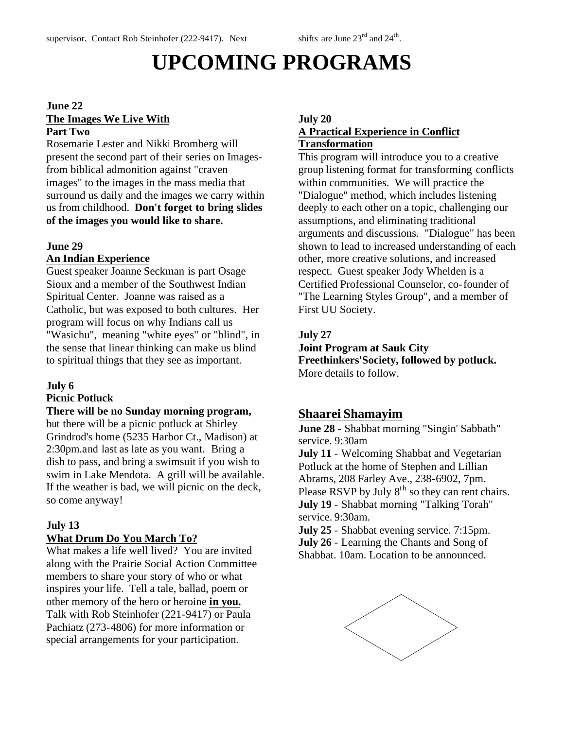supervisor. Contact Rob Steinhofer (222-9417). Next shifts are June 23rd and 24th.

# UPCOMING PROGRAMS

**June 22**
**The Images We Live With**
**Part Two**

Rosemarie Lester and Nikki Bromberg will present the second part of their series on Images- from biblical admonition against "craven images" to the images in the mass media that surround us daily and the images we carry within us from childhood. **Don't forget to bring slides of the images you would like to share.**

**June 29**
**An Indian Experience**

Guest speaker Joanne Seckman is part Osage Sioux and a member of the Southwest Indian Spiritual Center. Joanne was raised as a Catholic, but was exposed to both cultures. Her program will focus on why Indians call us "Wasichu", meaning "white eyes" or "blind", in the sense that linear thinking can make us blind to spiritual things that they see as important.

**July 6**
**Picnic Potluck**

**There will be no Sunday morning program,** but there will be a picnic potluck at Shirley Grindrod's home (5235 Harbor Ct., Madison) at 2:30pm.and last as late as you want. Bring a dish to pass, and bring a swimsuit if you wish to swim in Lake Mendota. A grill will be available. If the weather is bad, we will picnic on the deck, so come anyway!

**July 13**
**What Drum Do You March To?**

What makes a life well lived? You are invited along with the Prairie Social Action Committee members to share your story of who or what inspires your life. Tell a tale, ballad, poem or other memory of the hero or heroine **in you.** Talk with Rob Steinhofer (221-9417) or Paula Pachiatz (273-4806) for more information or special arrangements for your participation.

**July 20**
**A Practical Experience in Conflict Transformation**

This program will introduce you to a creative group listening format for transforming conflicts within communities. We will practice the "Dialogue" method, which includes listening deeply to each other on a topic, challenging our assumptions, and eliminating traditional arguments and discussions. "Dialogue" has been shown to lead to increased understanding of each other, more creative solutions, and increased respect. Guest speaker Jody Whelden is a Certified Professional Counselor, co-founder of "The Learning Styles Group", and a member of First UU Society.

**July 27**
**Joint Program at Sauk City Freethinkers'Society, followed by potluck.**
More details to follow.

## Shaarei Shamayim

**June 28** - Shabbat morning "Singin' Sabbath" service. 9:30am
**July 11** - Welcoming Shabbat and Vegetarian Potluck at the home of Stephen and Lillian Abrams, 208 Farley Ave., 238-6902, 7pm. Please RSVP by July 8th so they can rent chairs.
**July 19** - Shabbat morning "Talking Torah" service. 9:30am.
**July 25** - Shabbat evening service. 7:15pm.
**July 26** - Learning the Chants and Song of Shabbat. 10am. Location to be announced.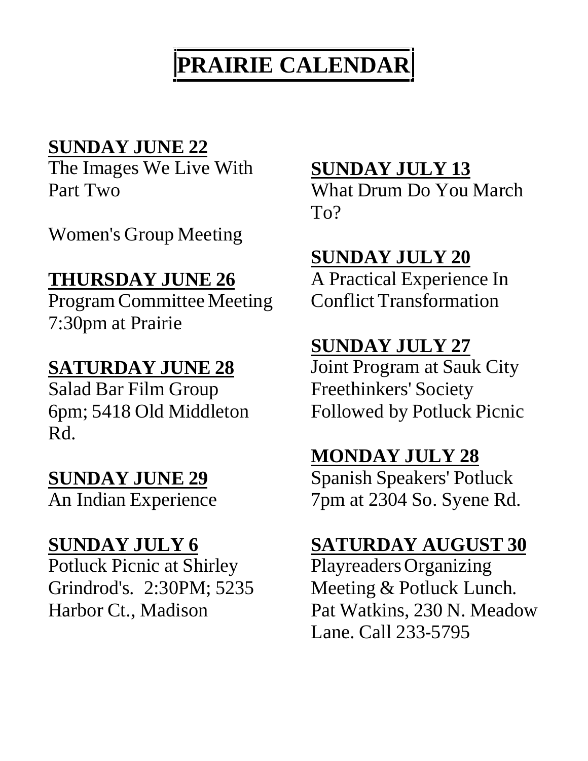# PRAIRIE CALENDAR

**SUNDAY JUNE 22**

The Images We Live With Part Two

Women's Group Meeting

**THURSDAY JUNE 26**

Program Committee Meeting 7:30pm at Prairie

**SATURDAY JUNE 28**

Salad Bar Film Group 6pm; 5418 Old Middleton Rd.

**SUNDAY JUNE 29**

An Indian Experience

**SUNDAY JULY 6**

Potluck Picnic at Shirley Grindrod's. 2:30PM; 5235 Harbor Ct., Madison

**SUNDAY JULY 13**

What Drum Do You March To?

**SUNDAY JULY 20**

A Practical Experience In Conflict Transformation

**SUNDAY JULY 27**

Joint Program at Sauk City Freethinkers' Society Followed by Potluck Picnic

**MONDAY JULY 28**

Spanish Speakers' Potluck 7pm at 2304 So. Syene Rd.

**SATURDAY AUGUST 30**

Playreaders Organizing Meeting & Potluck Lunch. Pat Watkins, 230 N. Meadow Lane. Call 233-5795